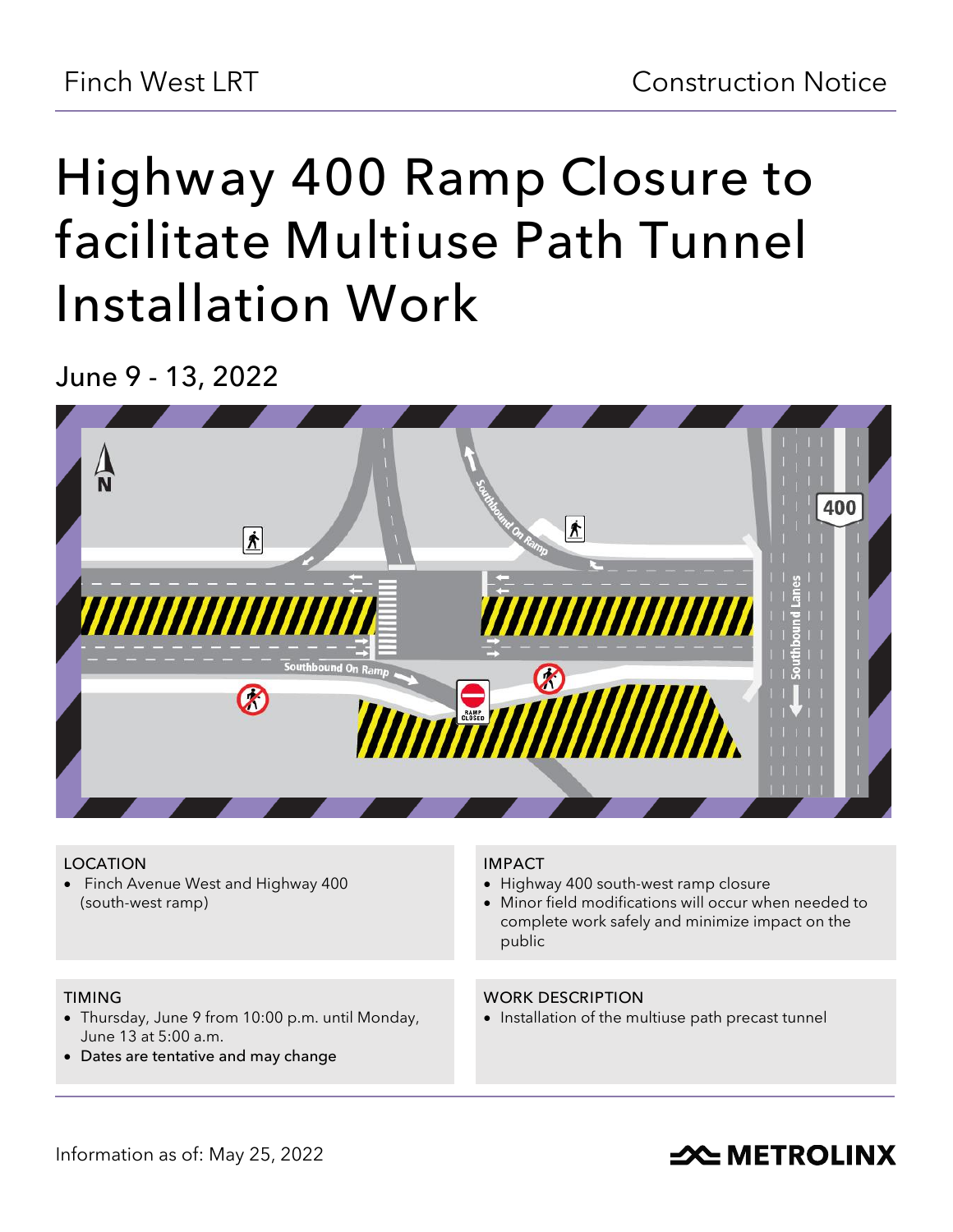Finch West LRT

Construction Notice

# Highway 400 Ramp Closure to facilitate Multiuse Path Tunnel Installation Work

## June 9 - 13, 2022

### LOCATION

- Finch Avenue West and Highway 400 (south-west ramp)

### IMPACT

- Highway 400 south-west ramp closure
- Minor field modifications will occur when needed to complete work safely and minimize impact on the public

### TIMING

- Thursday, June 9 from 10:00 p.m. until Monday, June 13 at 5:00 a.m.
- Dates are tentative and may change

### WORK DESCRIPTION

- Installation of the multiuse path precast tunnel

Information as of: May 25, 2022

METROLINX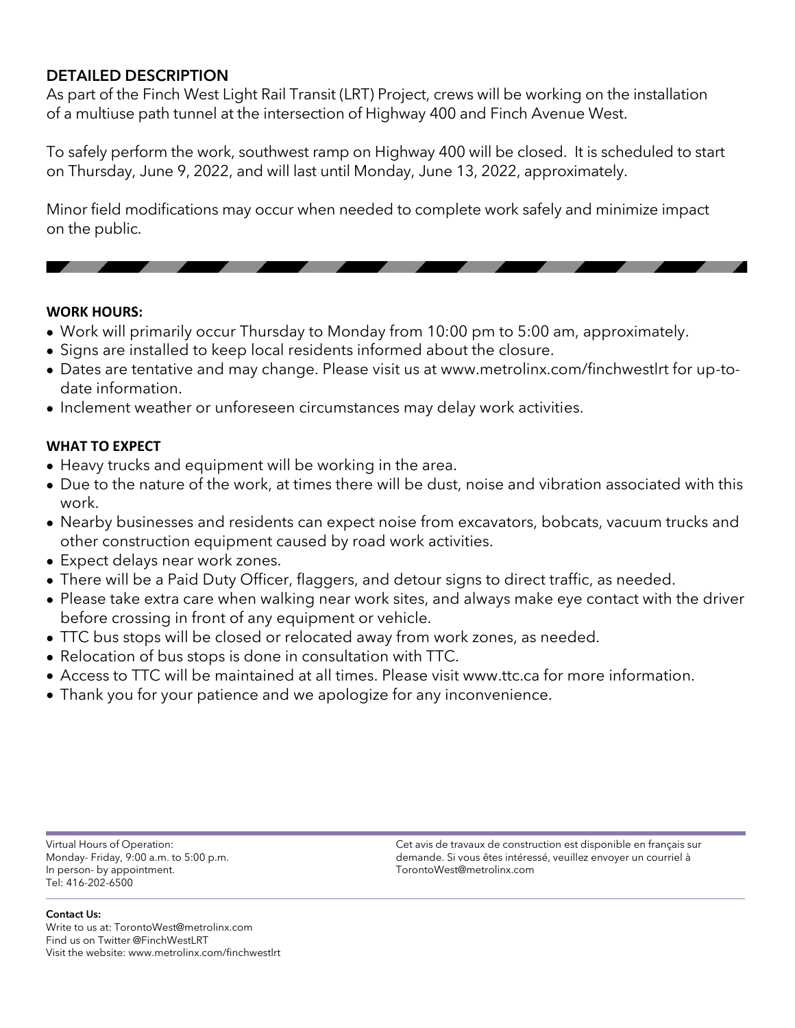## DETAILED DESCRIPTION

As part of the Finch West Light Rail Transit (LRT) Project, crews will be working on the installation of a multiuse path tunnel at the intersection of Highway 400 and Finch Avenue West.

To safely perform the work, southwest ramp on Highway 400 will be closed. It is scheduled to start on Thursday, June 9, 2022, and will last until Monday, June 13, 2022, approximately.

Minor field modifications may occur when needed to complete work safely and minimize impact on the public.

**WORK HOURS:**

- Work will primarily occur Thursday to Monday from 10:00 pm to 5:00 am, approximately.
- Signs are installed to keep local residents informed about the closure.
- Dates are tentative and may change. Please visit us at www.metrolinx.com/finchwestlrt for up-to-date information.
- Inclement weather or unforeseen circumstances may delay work activities.

**WHAT TO EXPECT**

- Heavy trucks and equipment will be working in the area.
- Due to the nature of the work, at times there will be dust, noise and vibration associated with this work.
- Nearby businesses and residents can expect noise from excavators, bobcats, vacuum trucks and other construction equipment caused by road work activities.
- Expect delays near work zones.
- There will be a Paid Duty Officer, flaggers, and detour signs to direct traffic, as needed.
- Please take extra care when walking near work sites, and always make eye contact with the driver before crossing in front of any equipment or vehicle.
- TTC bus stops will be closed or relocated away from work zones, as needed.
- Relocation of bus stops is done in consultation with TTC.
- Access to TTC will be maintained at all times. Please visit www.ttc.ca for more information.
- Thank you for your patience and we apologize for any inconvenience.

Virtual Hours of Operation:
Monday- Friday, 9:00 a.m. to 5:00 p.m.
In person- by appointment.
Tel: 416-202-6500

Cet avis de travaux de construction est disponible en français sur demande. Si vous êtes intéressé, veuillez envoyer un courriel à TorontoWest@metrolinx.com

**Contact Us:**
Write to us at: TorontoWest@metrolinx.com
Find us on Twitter @FinchWestLRT
Visit the website: www.metrolinx.com/finchwestlrt